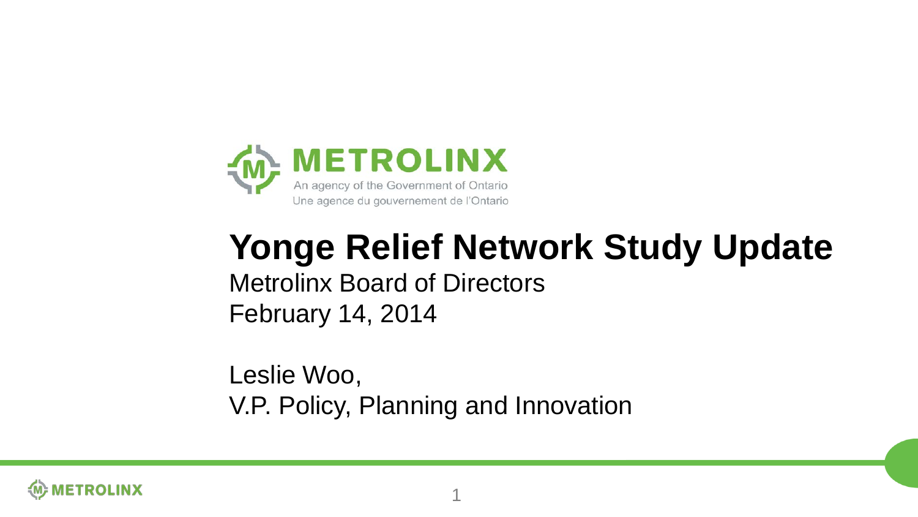METROLINX

An agency of the Government of Ontario
Une agence du gouvernement de l'Ontario

# Yonge Relief Network Study Update

Metrolinx Board of Directors
February 14, 2014

Leslie Woo,
V.P. Policy, Planning and Innovation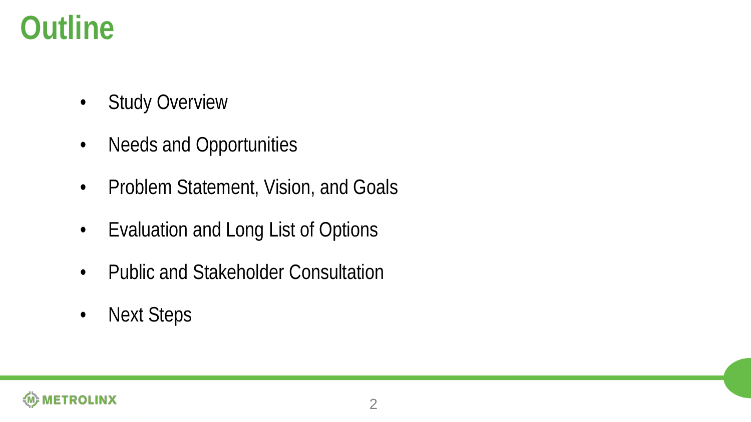# Outline

- Study Overview
- Needs and Opportunities
- Problem Statement, Vision, and Goals
- Evaluation and Long List of Options
- Public and Stakeholder Consultation
- Next Steps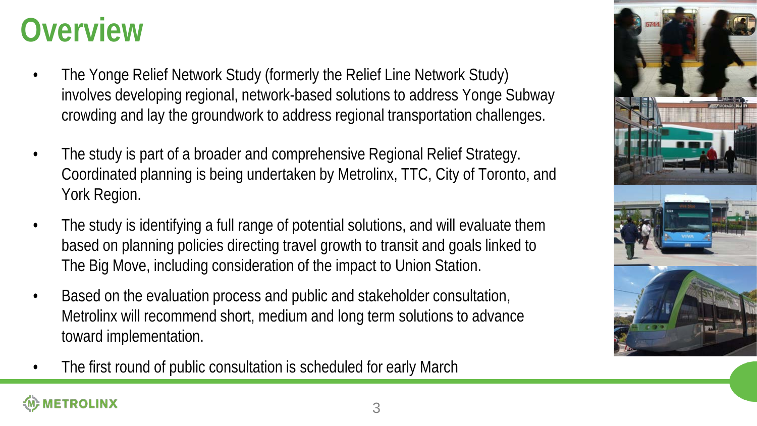# Overview

- The Yonge Relief Network Study (formerly the Relief Line Network Study) involves developing regional, network-based solutions to address Yonge Subway crowding and lay the groundwork to address regional transportation challenges.
- The study is part of a broader and comprehensive Regional Relief Strategy. Coordinated planning is being undertaken by Metrolinx, TTC, City of Toronto, and York Region.
- The study is identifying a full range of potential solutions, and will evaluate them based on planning policies directing travel growth to transit and goals linked to The Big Move, including consideration of the impact to Union Station.
- Based on the evaluation process and public and stakeholder consultation, Metrolinx will recommend short, medium and long term solutions to advance toward implementation.
- The first round of public consultation is scheduled for early March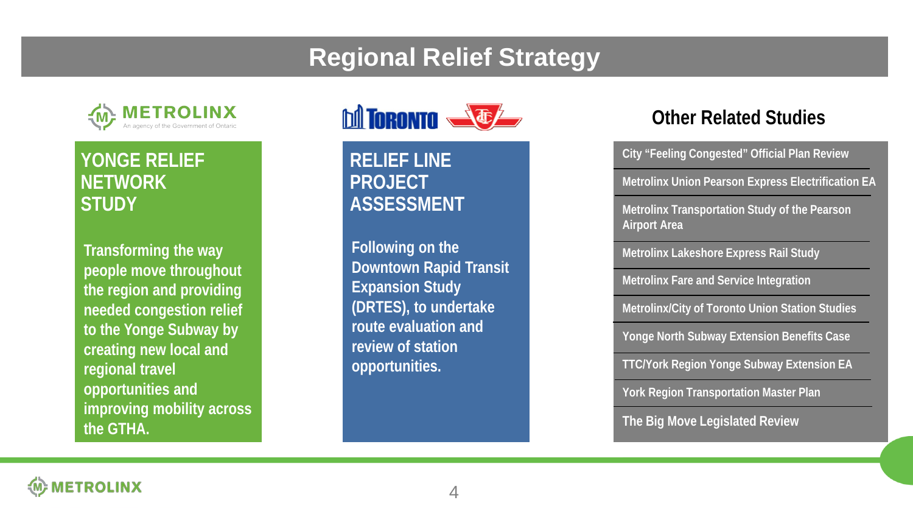# Regional Relief Strategy

METROLINX
An agency of the Government of Ontario

## YONGE RELIEF NETWORK STUDY

**Transforming the way people move throughout the region and providing needed congestion relief to the Yonge Subway by creating new local and regional travel opportunities and improving mobility across the GTHA.**

TORONTO

## RELIEF LINE PROJECT ASSESSMENT

**Following on the Downtown Rapid Transit Expansion Study (DRTES), to undertake route evaluation and review of station opportunities.**

## Other Related Studies

- City "Feeling Congested" Official Plan Review
- Metrolinx Union Pearson Express Electrification EA
- Metrolinx Transportation Study of the Pearson Airport Area
- Metrolinx Lakeshore Express Rail Study
- Metrolinx Fare and Service Integration
- Metrolinx/City of Toronto Union Station Studies
- Yonge North Subway Extension Benefits Case
- TTC/York Region Yonge Subway Extension EA
- York Region Transportation Master Plan
- The Big Move Legislated Review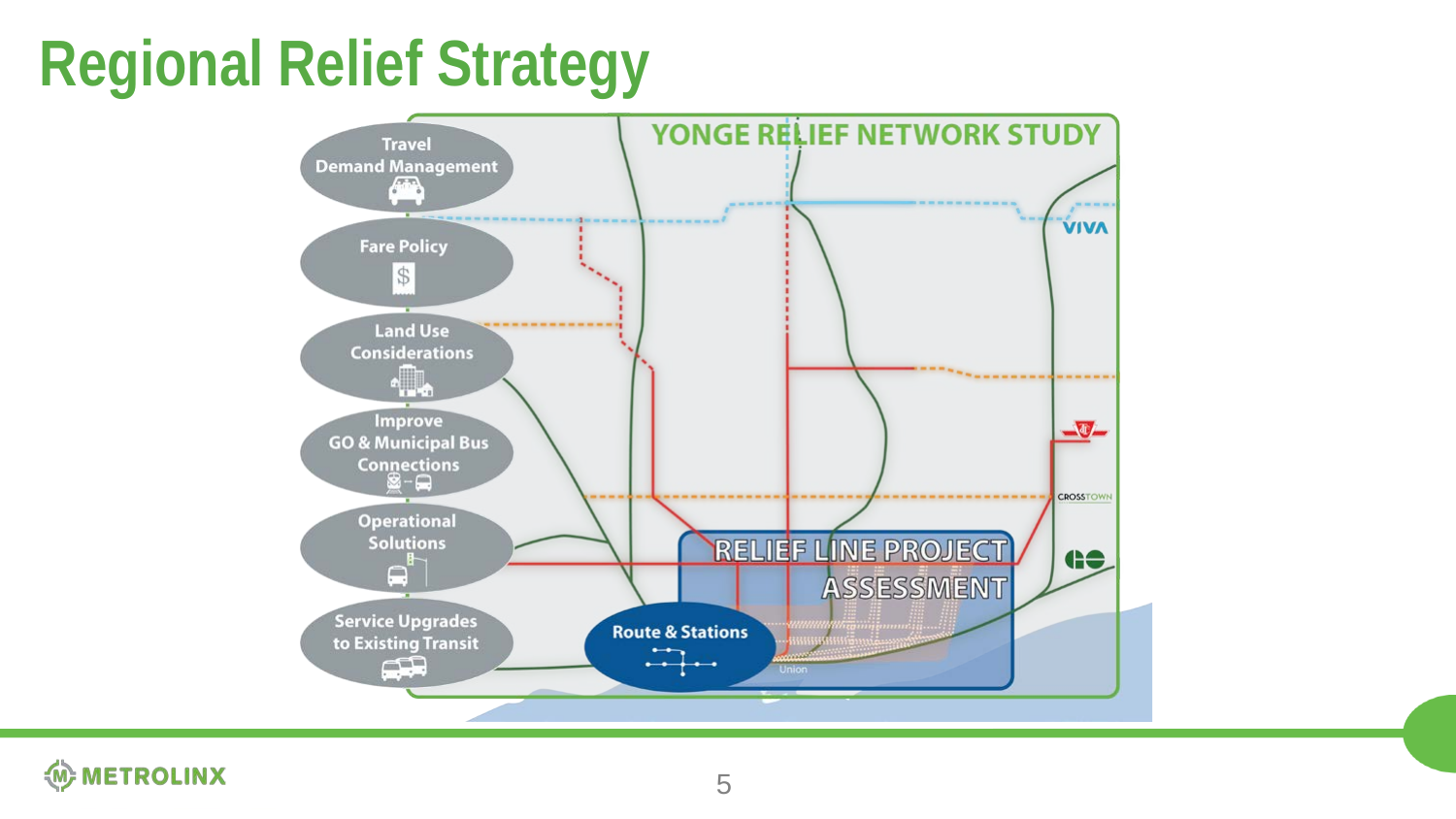# Regional Relief Strategy

- Travel Demand Management
- Fare Policy
- Land Use Considerations
- Improve GO & Municipal Bus Connections
- Operational Solutions
- Service Upgrades to Existing Transit

YONGE RELIEF NETWORK STUDY

VIVA

CROSSTOWN

RELIEF LINE PROJECT ASSESSMENT

Route & Stations

Union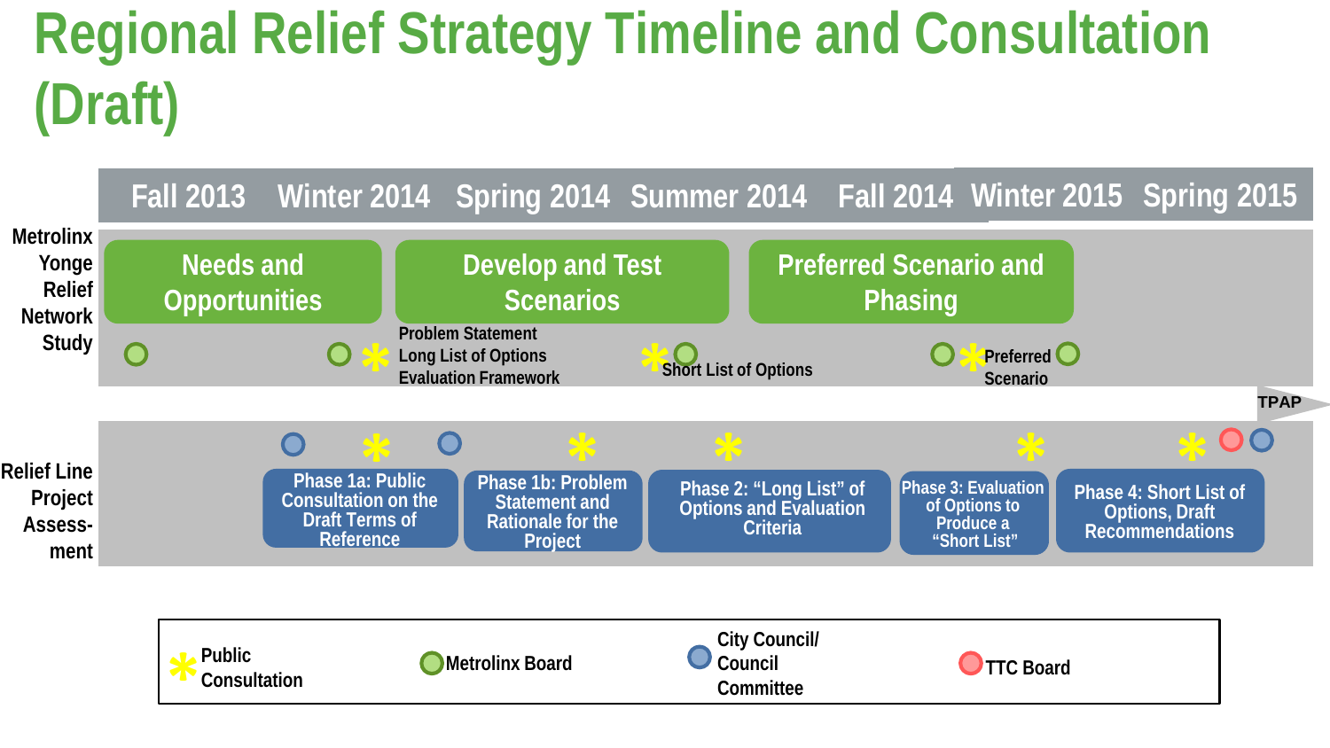# Regional Relief Strategy Timeline and Consultation (Draft)

| | Fall 2013 | Winter 2014 | Spring 2014 | Summer 2014 | Fall 2014 | Winter 2015 | Spring 2015 |
|---|---|---|---|---|---|---|---|

**Metrolinx Yonge Relief Network Study**

- Needs and Opportunities
- Develop and Test Scenarios
- Preferred Scenario and Phasing

Problem Statement
Long List of Options
Evaluation Framework

Short List of Options

Preferred Scenario

TPAP

**Relief Line Project Assessment**

- Phase 1a: Public Consultation on the Draft Terms of Reference
- Phase 1b: Problem Statement and Rationale for the Project
- Phase 2: "Long List" of Options and Evaluation Criteria
- Phase 3: Evaluation of Options to Produce a "Short List"
- Phase 4: Short List of Options, Draft Recommendations

**Legend:**

- * Public Consultation
- Metrolinx Board
- City Council/ Council Committee
- TTC Board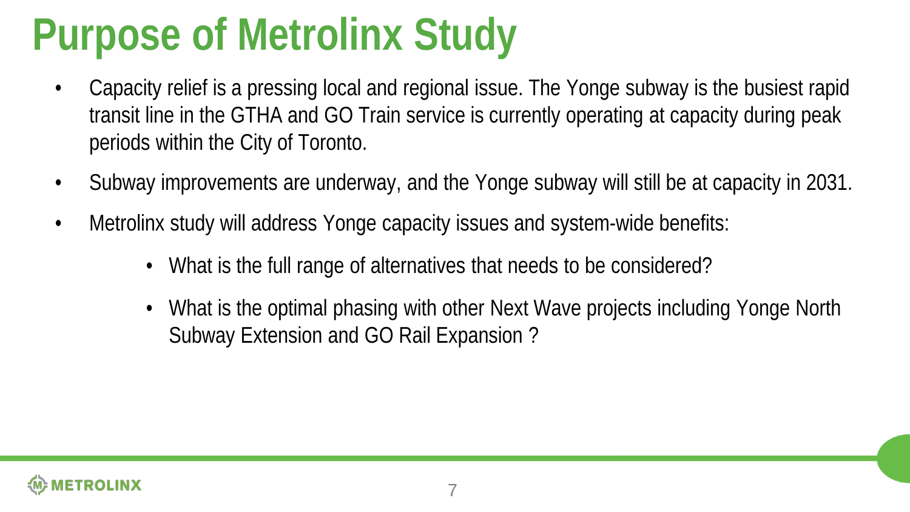# Purpose of Metrolinx Study

- Capacity relief is a pressing local and regional issue. The Yonge subway is the busiest rapid transit line in the GTHA and GO Train service is currently operating at capacity during peak periods within the City of Toronto.
- Subway improvements are underway, and the Yonge subway will still be at capacity in 2031.
- Metrolinx study will address Yonge capacity issues and system-wide benefits:
  - What is the full range of alternatives that needs to be considered?
  - What is the optimal phasing with other Next Wave projects including Yonge North Subway Extension and GO Rail Expansion ?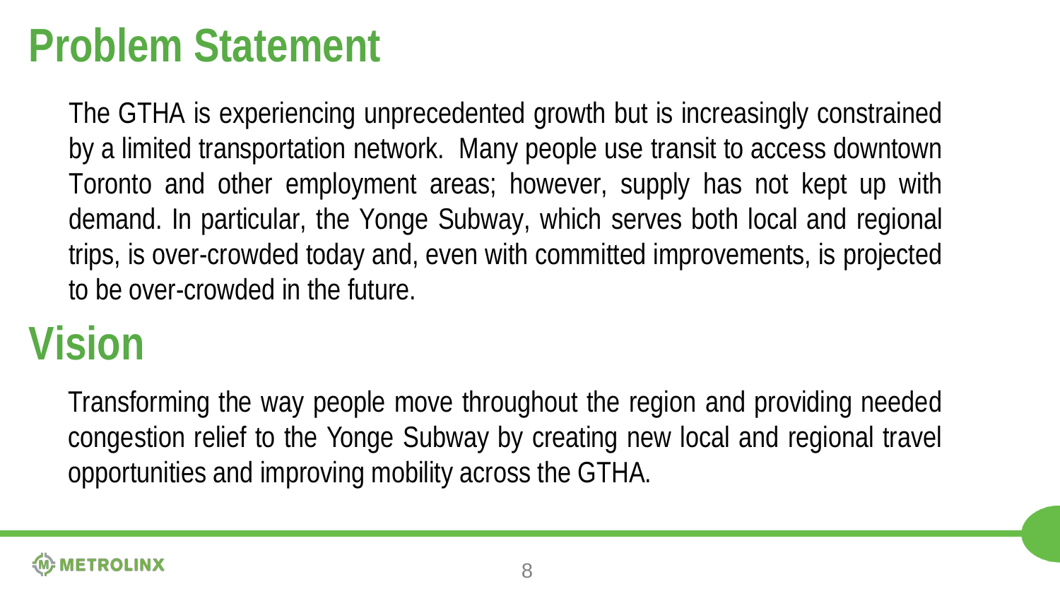# Problem Statement

The GTHA is experiencing unprecedented growth but is increasingly constrained by a limited transportation network. Many people use transit to access downtown Toronto and other employment areas; however, supply has not kept up with demand. In particular, the Yonge Subway, which serves both local and regional trips, is over-crowded today and, even with committed improvements, is projected to be over-crowded in the future.

# Vision

Transforming the way people move throughout the region and providing needed congestion relief to the Yonge Subway by creating new local and regional travel opportunities and improving mobility across the GTHA.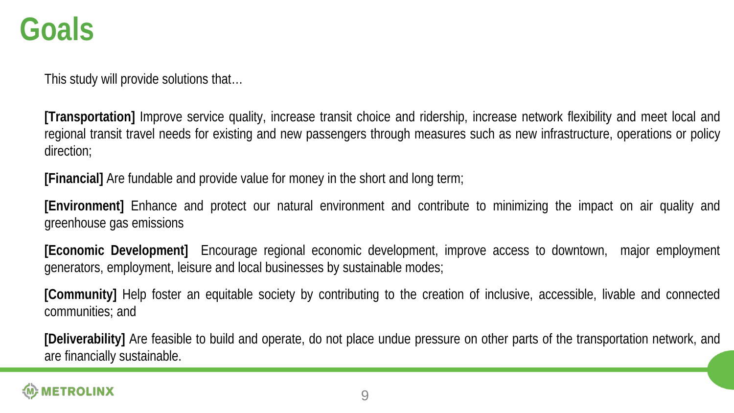# Goals

This study will provide solutions that…

**[Transportation]** Improve service quality, increase transit choice and ridership, increase network flexibility and meet local and regional transit travel needs for existing and new passengers through measures such as new infrastructure, operations or policy direction;

**[Financial]** Are fundable and provide value for money in the short and long term;

**[Environment]** Enhance and protect our natural environment and contribute to minimizing the impact on air quality and greenhouse gas emissions

**[Economic Development]** Encourage regional economic development, improve access to downtown, major employment generators, employment, leisure and local businesses by sustainable modes;

**[Community]** Help foster an equitable society by contributing to the creation of inclusive, accessible, livable and connected communities; and

**[Deliverability]** Are feasible to build and operate, do not place undue pressure on other parts of the transportation network, and are financially sustainable.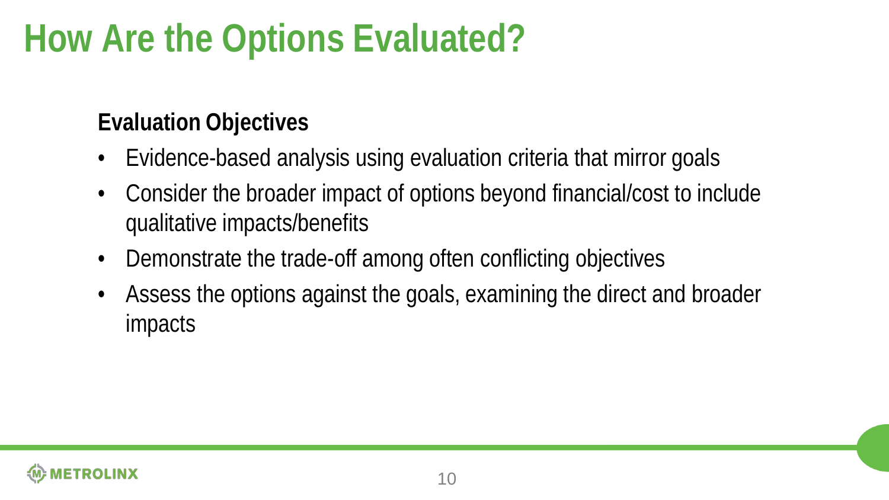# How Are the Options Evaluated?

## Evaluation Objectives

- Evidence-based analysis using evaluation criteria that mirror goals
- Consider the broader impact of options beyond financial/cost to include qualitative impacts/benefits
- Demonstrate the trade-off among often conflicting objectives
- Assess the options against the goals, examining the direct and broader impacts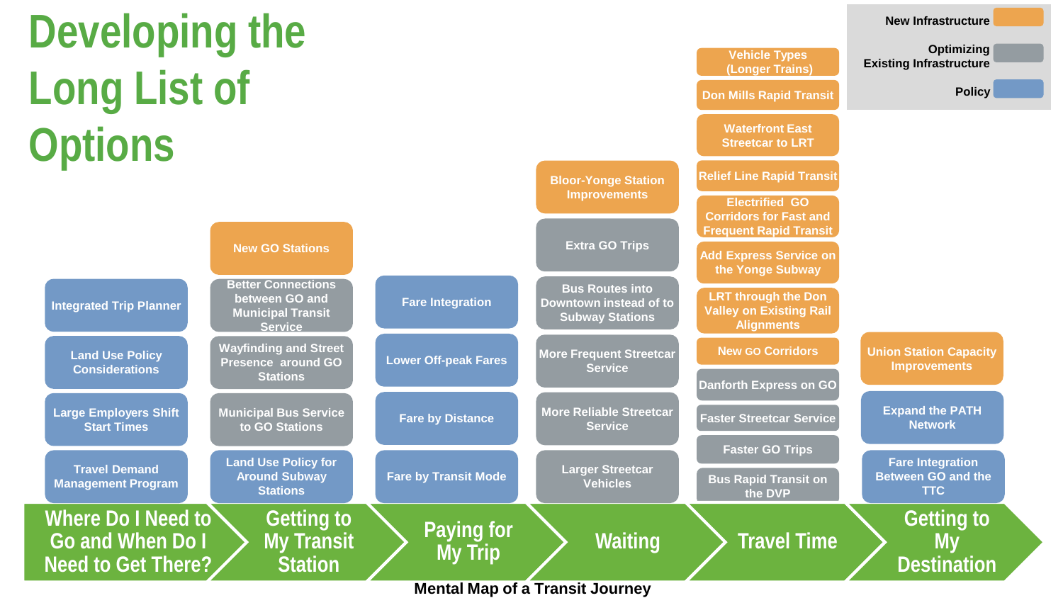# Developing the Long List of Options

**Legend:** New Infrastructure | Optimizing Existing Infrastructure | Policy

## Where Do I Need to Go and When Do I Need to Get There?

- Integrated Trip Planner (Policy)
- Land Use Policy Considerations (Policy)
- Large Employers Shift Start Times (Policy)
- Travel Demand Management Program (Policy)

## Getting to My Transit Station

- New GO Stations (New Infrastructure)
- Better Connections between GO and Municipal Transit Service (Optimizing Existing Infrastructure)
- Wayfinding and Street Presence around GO Stations (Optimizing Existing Infrastructure)
- Municipal Bus Service to GO Stations (Optimizing Existing Infrastructure)
- Land Use Policy for Around Subway Stations (Policy)

## Paying for My Trip

- Fare Integration (Policy)
- Lower Off-peak Fares (Policy)
- Fare by Distance (Policy)
- Fare by Transit Mode (Policy)

## Waiting

- Bloor-Yonge Station Improvements (New Infrastructure)
- Extra GO Trips (Optimizing Existing Infrastructure)
- Bus Routes into Downtown instead of to Subway Stations (Optimizing Existing Infrastructure)
- More Frequent Streetcar Service (Optimizing Existing Infrastructure)
- More Reliable Streetcar Service (Optimizing Existing Infrastructure)
- Larger Streetcar Vehicles (Optimizing Existing Infrastructure)

## Travel Time

- Vehicle Types (Longer Trains) (New Infrastructure)
- Don Mills Rapid Transit (New Infrastructure)
- Waterfront East Streetcar to LRT (New Infrastructure)
- Relief Line Rapid Transit (New Infrastructure)
- Electrified GO Corridors for Fast and Frequent Rapid Transit (New Infrastructure)
- Add Express Service on the Yonge Subway (New Infrastructure)
- LRT through the Don Valley on Existing Rail Alignments (New Infrastructure)
- New GO Corridors (New Infrastructure)
- Danforth Express on GO (Optimizing Existing Infrastructure)
- Faster Streetcar Service (Optimizing Existing Infrastructure)
- Faster GO Trips (Optimizing Existing Infrastructure)
- Bus Rapid Transit on the DVP (Optimizing Existing Infrastructure)

## Getting to My Destination

- Union Station Capacity Improvements (New Infrastructure)
- Expand the PATH Network (Policy)
- Fare Integration Between GO and the TTC (Policy)

Mental Map of a Transit Journey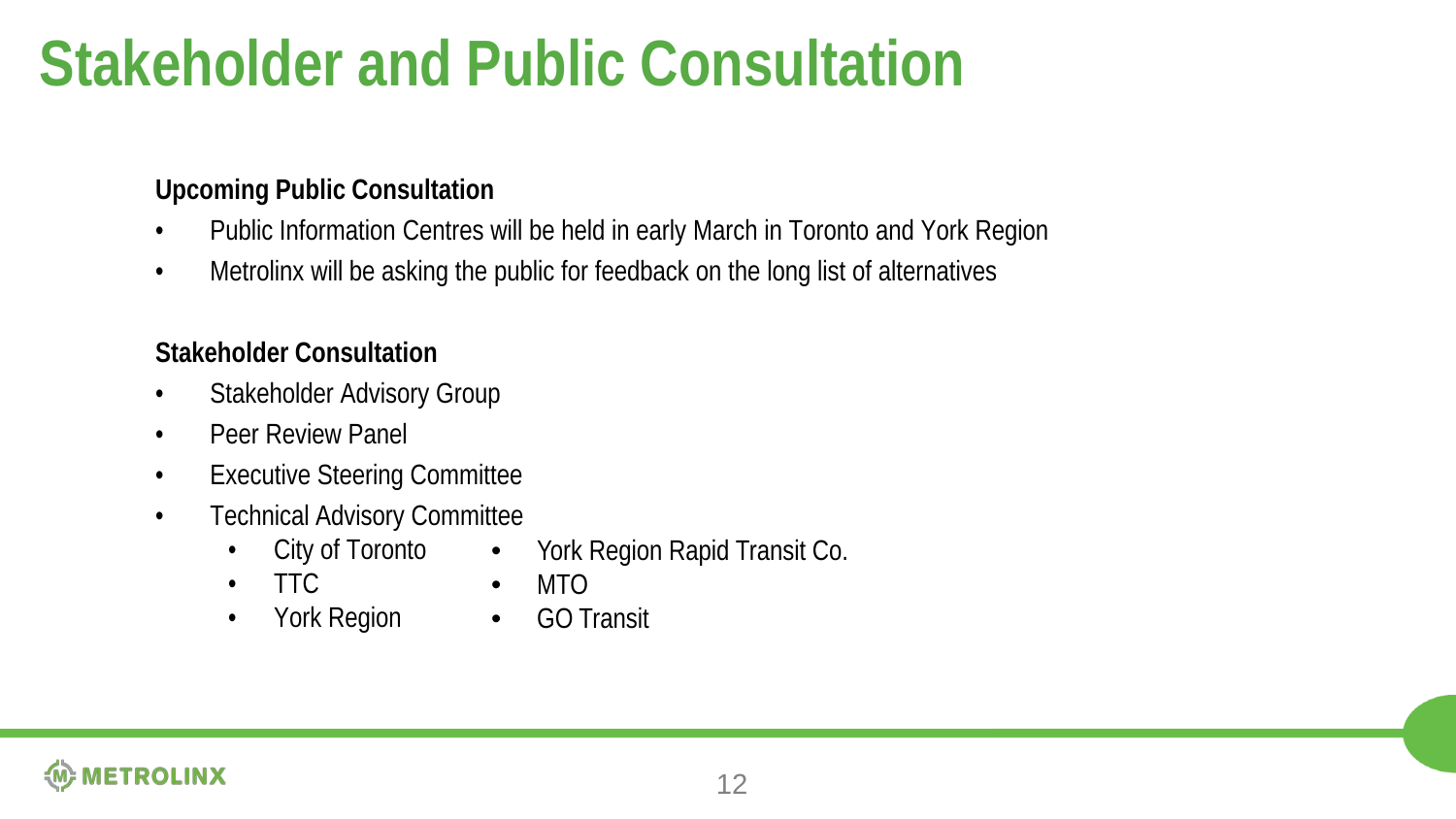# Stakeholder and Public Consultation

**Upcoming Public Consultation**

- Public Information Centres will be held in early March in Toronto and York Region
- Metrolinx will be asking the public for feedback on the long list of alternatives

**Stakeholder Consultation**

- Stakeholder Advisory Group
- Peer Review Panel
- Executive Steering Committee
- Technical Advisory Committee
  - City of Toronto
  - TTC
  - York Region
  - York Region Rapid Transit Co.
  - MTO
  - GO Transit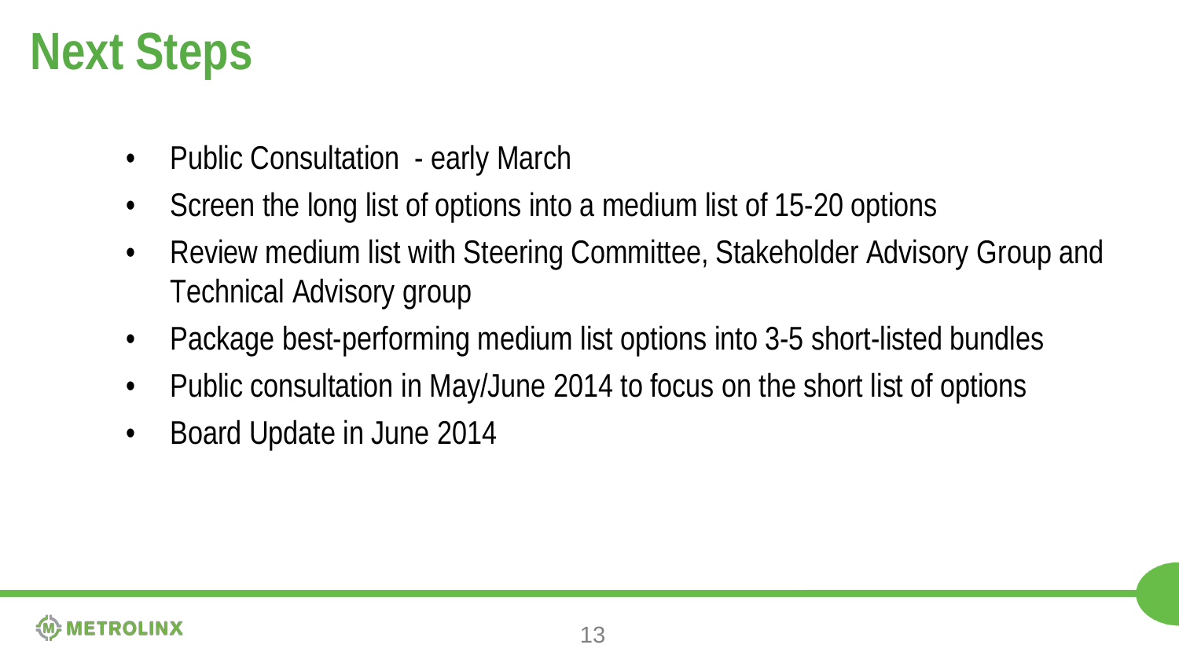# Next Steps

- Public Consultation - early March
- Screen the long list of options into a medium list of 15-20 options
- Review medium list with Steering Committee, Stakeholder Advisory Group and Technical Advisory group
- Package best-performing medium list options into 3-5 short-listed bundles
- Public consultation in May/June 2014 to focus on the short list of options
- Board Update in June 2014